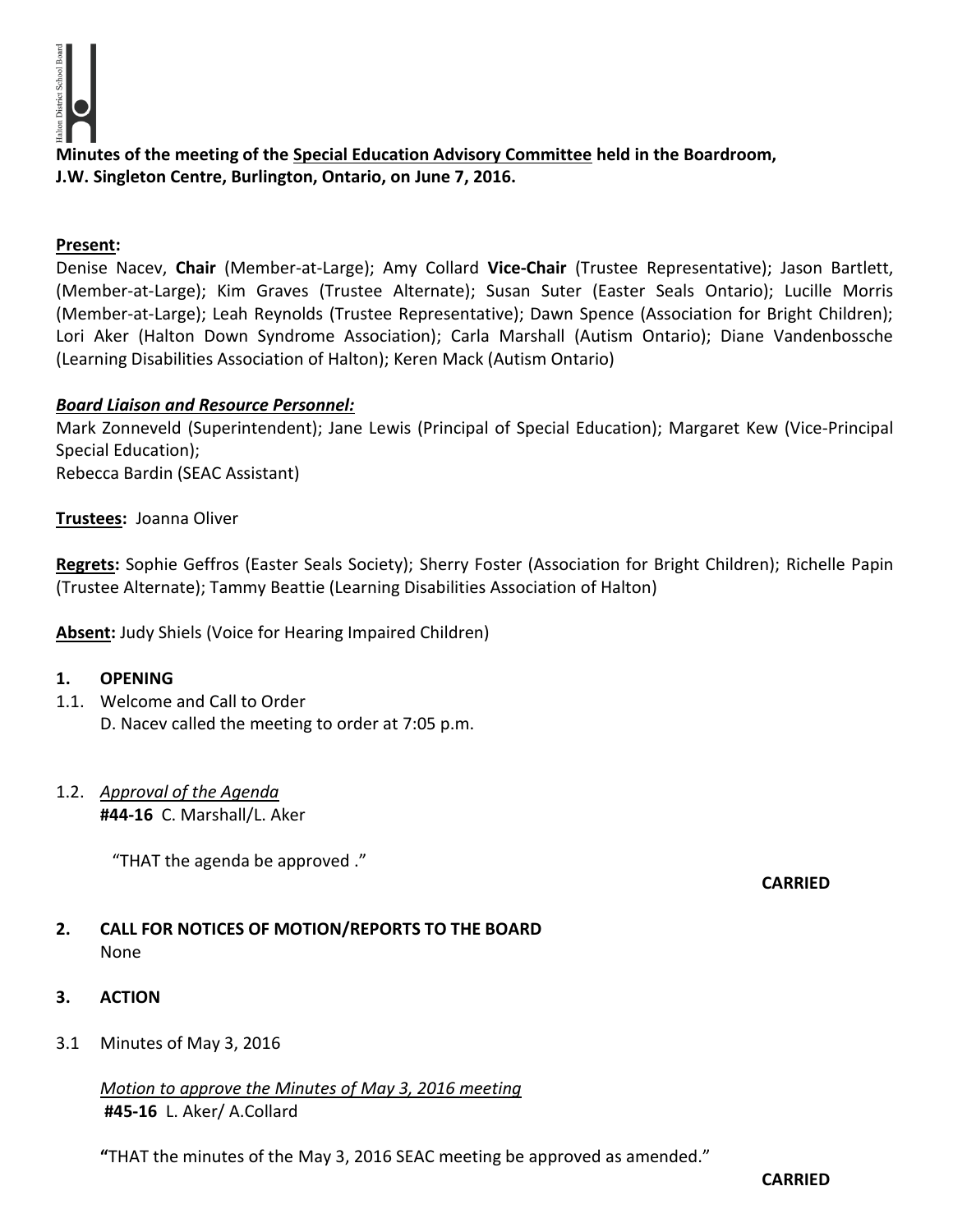**Minutes of the meeting of the Special Education Advisory Committee held in the Boardroom, J.W. Singleton Centre, Burlington, Ontario, on June 7, 2016.**

**Present:**
Denise Nacev, **Chair** (Member-at-Large); Amy Collard **Vice-Chair** (Trustee Representative); Jason Bartlett, (Member-at-Large); Kim Graves (Trustee Alternate); Susan Suter (Easter Seals Ontario); Lucille Morris (Member-at-Large); Leah Reynolds (Trustee Representative); Dawn Spence (Association for Bright Children); Lori Aker (Halton Down Syndrome Association); Carla Marshall (Autism Ontario); Diane Vandenbossche (Learning Disabilities Association of Halton); Keren Mack (Autism Ontario)

***Board Liaison and Resource Personnel:***
Mark Zonneveld (Superintendent); Jane Lewis (Principal of Special Education); Margaret Kew (Vice-Principal Special Education);
Rebecca Bardin (SEAC Assistant)

**Trustees:** Joanna Oliver

**Regrets:** Sophie Geffros (Easter Seals Society); Sherry Foster (Association for Bright Children); Richelle Papin (Trustee Alternate); Tammy Beattie (Learning Disabilities Association of Halton)

**Absent:** Judy Shiels (Voice for Hearing Impaired Children)

## 1. OPENING

1.1. Welcome and Call to Order
D. Nacev called the meeting to order at 7:05 p.m.

1.2. *Approval of the Agenda*
**#44-16** C. Marshall/L. Aker

"THAT the agenda be approved ."

**CARRIED**

## 2. CALL FOR NOTICES OF MOTION/REPORTS TO THE BOARD

None

## 3. ACTION

3.1 Minutes of May 3, 2016

*Motion to approve the Minutes of May 3, 2016 meeting*
**#45-16** L. Aker/ A.Collard

**"**THAT the minutes of the May 3, 2016 SEAC meeting be approved as amended."

**CARRIED**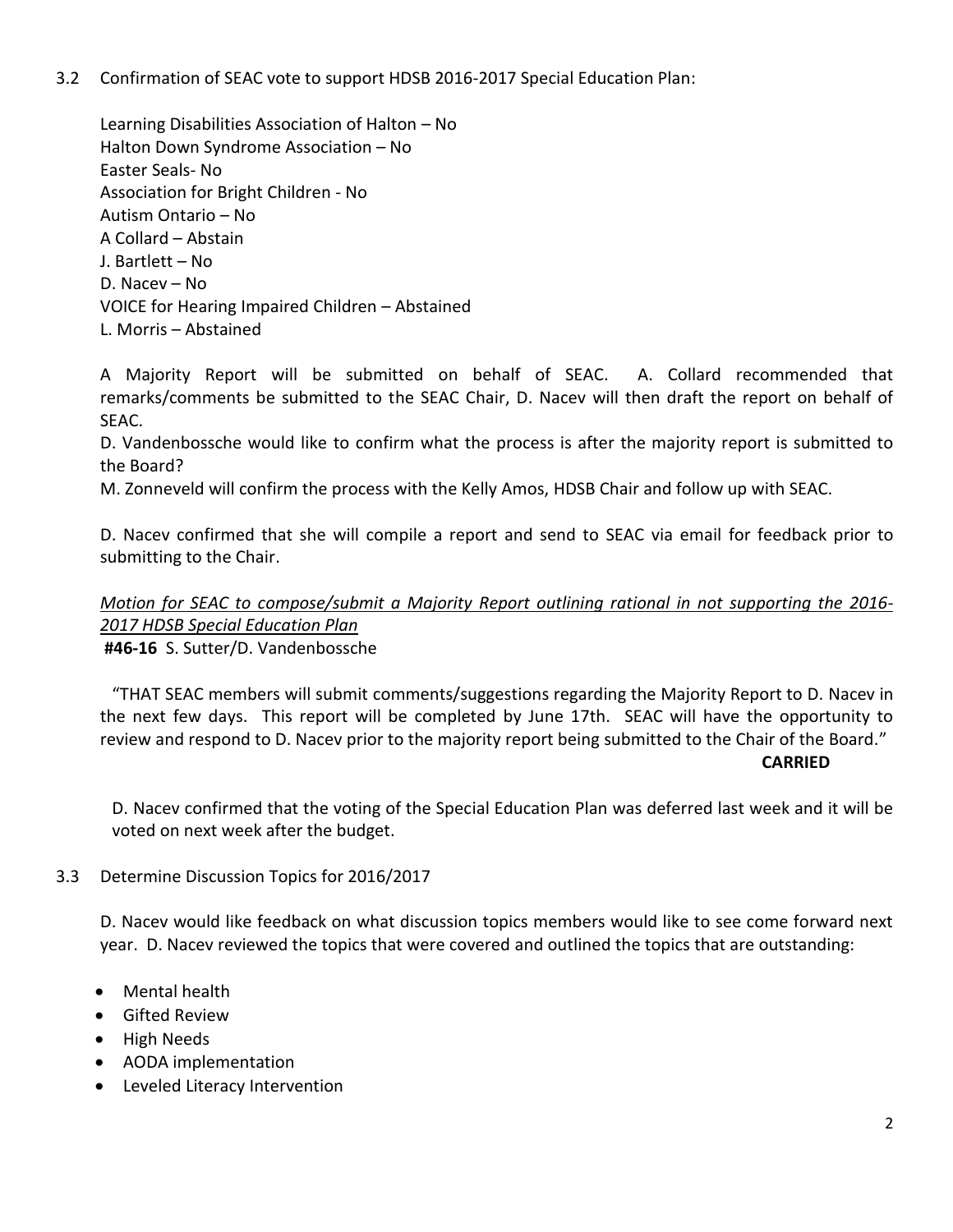3.2 Confirmation of SEAC vote to support HDSB 2016-2017 Special Education Plan:

Learning Disabilities Association of Halton – No
Halton Down Syndrome Association – No
Easter Seals- No
Association for Bright Children - No
Autism Ontario – No
A Collard – Abstain
J. Bartlett – No
D. Nacev – No
VOICE for Hearing Impaired Children – Abstained
L. Morris – Abstained

A Majority Report will be submitted on behalf of SEAC. A. Collard recommended that remarks/comments be submitted to the SEAC Chair, D. Nacev will then draft the report on behalf of SEAC.

D. Vandenbossche would like to confirm what the process is after the majority report is submitted to the Board?

M. Zonneveld will confirm the process with the Kelly Amos, HDSB Chair and follow up with SEAC.

D. Nacev confirmed that she will compile a report and send to SEAC via email for feedback prior to submitting to the Chair.

*Motion for SEAC to compose/submit a Majority Report outlining rational in not supporting the 2016-2017 HDSB Special Education Plan*

**#46-16** S. Sutter/D. Vandenbossche

"THAT SEAC members will submit comments/suggestions regarding the Majority Report to D. Nacev in the next few days. This report will be completed by June 17th. SEAC will have the opportunity to review and respond to D. Nacev prior to the majority report being submitted to the Chair of the Board."

**CARRIED**

D. Nacev confirmed that the voting of the Special Education Plan was deferred last week and it will be voted on next week after the budget.

3.3 Determine Discussion Topics for 2016/2017

D. Nacev would like feedback on what discussion topics members would like to see come forward next year. D. Nacev reviewed the topics that were covered and outlined the topics that are outstanding:

- Mental health
- Gifted Review
- High Needs
- AODA implementation
- Leveled Literacy Intervention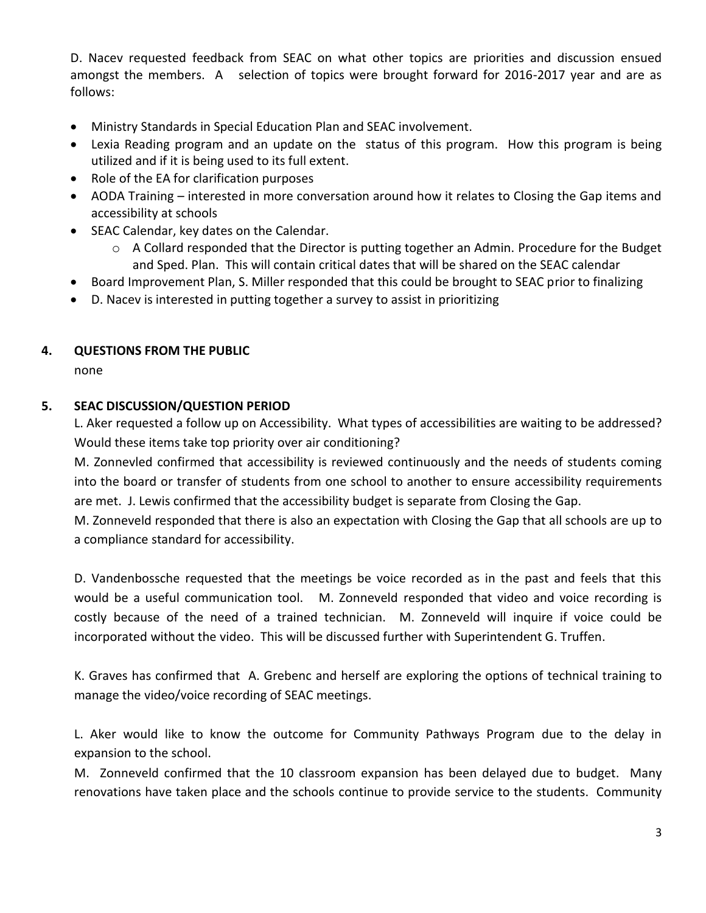D. Nacev requested feedback from SEAC on what other topics are priorities and discussion ensued amongst the members. A selection of topics were brought forward for 2016-2017 year and are as follows:

- Ministry Standards in Special Education Plan and SEAC involvement.
- Lexia Reading program and an update on the status of this program. How this program is being utilized and if it is being used to its full extent.
- Role of the EA for clarification purposes
- AODA Training – interested in more conversation around how it relates to Closing the Gap items and accessibility at schools
- SEAC Calendar, key dates on the Calendar.
  - A Collard responded that the Director is putting together an Admin. Procedure for the Budget and Sped. Plan. This will contain critical dates that will be shared on the SEAC calendar
- Board Improvement Plan, S. Miller responded that this could be brought to SEAC prior to finalizing
- D. Nacev is interested in putting together a survey to assist in prioritizing

## 4. QUESTIONS FROM THE PUBLIC

none

## 5. SEAC DISCUSSION/QUESTION PERIOD

L. Aker requested a follow up on Accessibility. What types of accessibilities are waiting to be addressed? Would these items take top priority over air conditioning?

M. Zonnevled confirmed that accessibility is reviewed continuously and the needs of students coming into the board or transfer of students from one school to another to ensure accessibility requirements are met. J. Lewis confirmed that the accessibility budget is separate from Closing the Gap.

M. Zonneveld responded that there is also an expectation with Closing the Gap that all schools are up to a compliance standard for accessibility.

D. Vandenbossche requested that the meetings be voice recorded as in the past and feels that this would be a useful communication tool. M. Zonneveld responded that video and voice recording is costly because of the need of a trained technician. M. Zonneveld will inquire if voice could be incorporated without the video. This will be discussed further with Superintendent G. Truffen.

K. Graves has confirmed that A. Grebenc and herself are exploring the options of technical training to manage the video/voice recording of SEAC meetings.

L. Aker would like to know the outcome for Community Pathways Program due to the delay in expansion to the school.

M. Zonneveld confirmed that the 10 classroom expansion has been delayed due to budget. Many renovations have taken place and the schools continue to provide service to the students. Community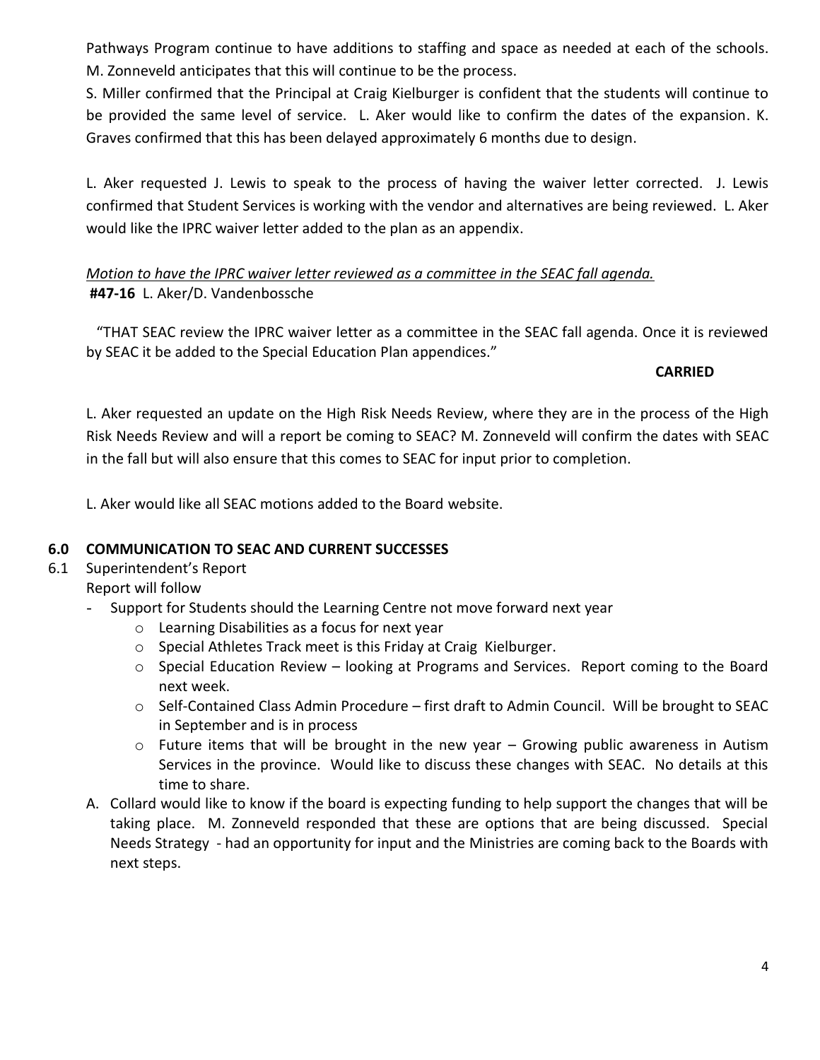Pathways Program continue to have additions to staffing and space as needed at each of the schools. M. Zonneveld anticipates that this will continue to be the process.

S. Miller confirmed that the Principal at Craig Kielburger is confident that the students will continue to be provided the same level of service. L. Aker would like to confirm the dates of the expansion. K. Graves confirmed that this has been delayed approximately 6 months due to design.

L. Aker requested J. Lewis to speak to the process of having the waiver letter corrected. J. Lewis confirmed that Student Services is working with the vendor and alternatives are being reviewed. L. Aker would like the IPRC waiver letter added to the plan as an appendix.

*Motion to have the IPRC waiver letter reviewed as a committee in the SEAC fall agenda.*

**#47-16** L. Aker/D. Vandenbossche

"THAT SEAC review the IPRC waiver letter as a committee in the SEAC fall agenda. Once it is reviewed by SEAC it be added to the Special Education Plan appendices."

**CARRIED**

L. Aker requested an update on the High Risk Needs Review, where they are in the process of the High Risk Needs Review and will a report be coming to SEAC? M. Zonneveld will confirm the dates with SEAC in the fall but will also ensure that this comes to SEAC for input prior to completion.

L. Aker would like all SEAC motions added to the Board website.

## 6.0 COMMUNICATION TO SEAC AND CURRENT SUCCESSES

6.1 Superintendent's Report

Report will follow

- Support for Students should the Learning Centre not move forward next year
  - Learning Disabilities as a focus for next year
  - Special Athletes Track meet is this Friday at Craig Kielburger.
  - Special Education Review – looking at Programs and Services. Report coming to the Board next week.
  - Self-Contained Class Admin Procedure – first draft to Admin Council. Will be brought to SEAC in September and is in process
  - Future items that will be brought in the new year – Growing public awareness in Autism Services in the province. Would like to discuss these changes with SEAC. No details at this time to share.

A. Collard would like to know if the board is expecting funding to help support the changes that will be taking place. M. Zonneveld responded that these are options that are being discussed. Special Needs Strategy - had an opportunity for input and the Ministries are coming back to the Boards with next steps.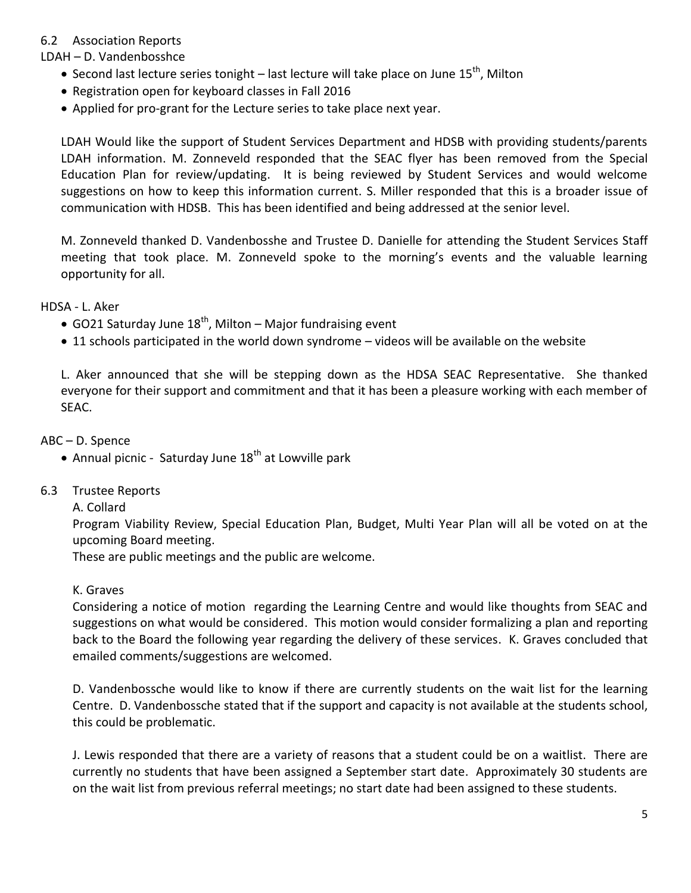## 6.2 Association Reports

LDAH – D. Vandenbosshce

- Second last lecture series tonight – last lecture will take place on June 15th, Milton
- Registration open for keyboard classes in Fall 2016
- Applied for pro-grant for the Lecture series to take place next year.

LDAH Would like the support of Student Services Department and HDSB with providing students/parents LDAH information. M. Zonneveld responded that the SEAC flyer has been removed from the Special Education Plan for review/updating. It is being reviewed by Student Services and would welcome suggestions on how to keep this information current. S. Miller responded that this is a broader issue of communication with HDSB. This has been identified and being addressed at the senior level.

M. Zonneveld thanked D. Vandenbosshe and Trustee D. Danielle for attending the Student Services Staff meeting that took place. M. Zonneveld spoke to the morning's events and the valuable learning opportunity for all.

HDSA - L. Aker

- GO21 Saturday June 18th, Milton – Major fundraising event
- 11 schools participated in the world down syndrome – videos will be available on the website

L. Aker announced that she will be stepping down as the HDSA SEAC Representative. She thanked everyone for their support and commitment and that it has been a pleasure working with each member of SEAC.

ABC – D. Spence

- Annual picnic - Saturday June 18th at Lowville park

## 6.3 Trustee Reports

A. Collard

Program Viability Review, Special Education Plan, Budget, Multi Year Plan will all be voted on at the upcoming Board meeting.

These are public meetings and the public are welcome.

K. Graves

Considering a notice of motion regarding the Learning Centre and would like thoughts from SEAC and suggestions on what would be considered. This motion would consider formalizing a plan and reporting back to the Board the following year regarding the delivery of these services. K. Graves concluded that emailed comments/suggestions are welcomed.

D. Vandenbossche would like to know if there are currently students on the wait list for the learning Centre. D. Vandenbossche stated that if the support and capacity is not available at the students school, this could be problematic.

J. Lewis responded that there are a variety of reasons that a student could be on a waitlist. There are currently no students that have been assigned a September start date. Approximately 30 students are on the wait list from previous referral meetings; no start date had been assigned to these students.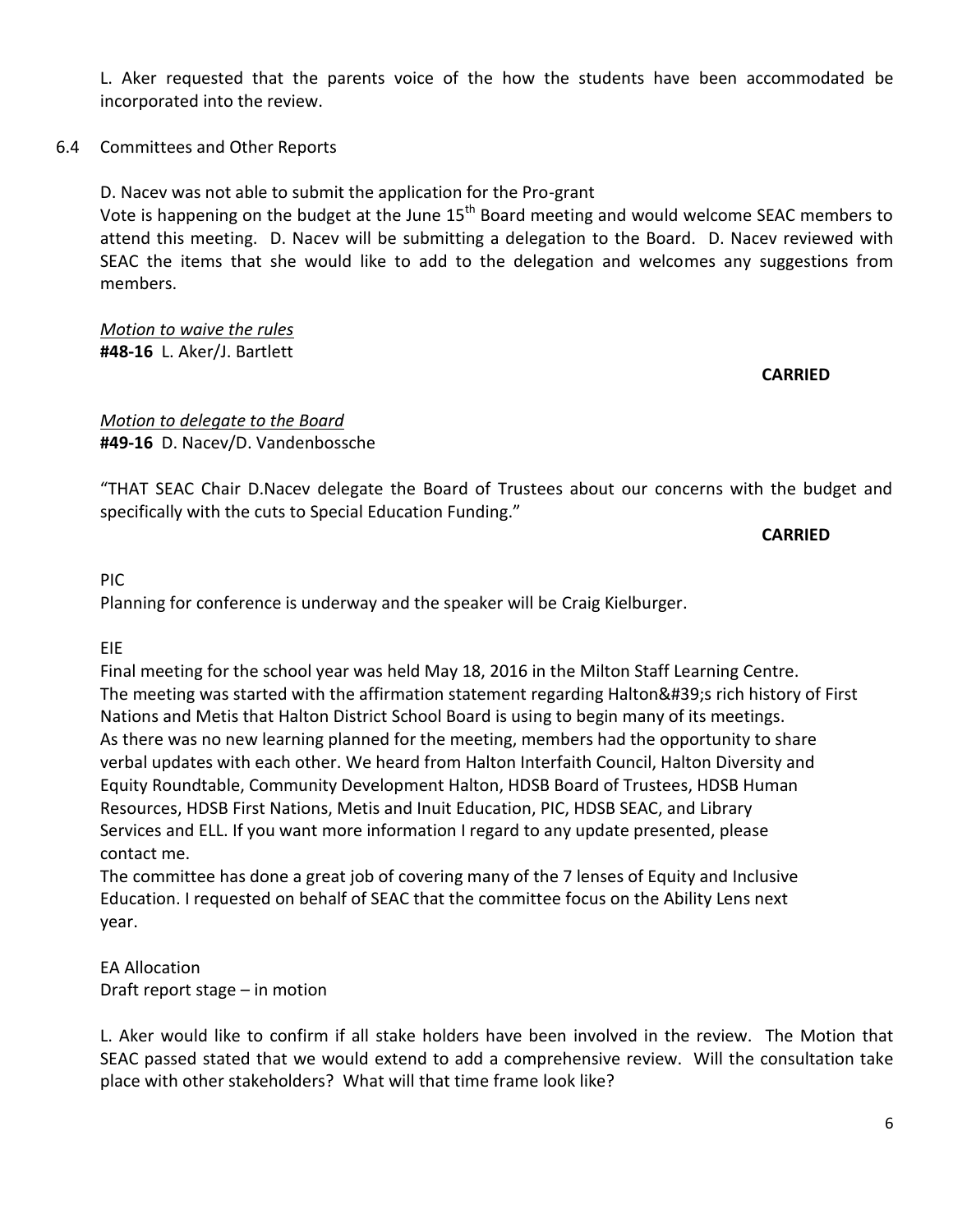L. Aker requested that the parents voice of the how the students have been accommodated be incorporated into the review.

6.4 Committees and Other Reports

D. Nacev was not able to submit the application for the Pro-grant

Vote is happening on the budget at the June 15th Board meeting and would welcome SEAC members to attend this meeting. D. Nacev will be submitting a delegation to the Board. D. Nacev reviewed with SEAC the items that she would like to add to the delegation and welcomes any suggestions from members.

*Motion to waive the rules*
**#48-16** L. Aker/J. Bartlett

**CARRIED**

*Motion to delegate to the Board*
**#49-16** D. Nacev/D. Vandenbossche

"THAT SEAC Chair D.Nacev delegate the Board of Trustees about our concerns with the budget and specifically with the cuts to Special Education Funding."

**CARRIED**

PIC

Planning for conference is underway and the speaker will be Craig Kielburger.

EIE

Final meeting for the school year was held May 18, 2016 in the Milton Staff Learning Centre.
The meeting was started with the affirmation statement regarding Halton&#39;s rich history of First Nations and Metis that Halton District School Board is using to begin many of its meetings.
As there was no new learning planned for the meeting, members had the opportunity to share verbal updates with each other. We heard from Halton Interfaith Council, Halton Diversity and Equity Roundtable, Community Development Halton, HDSB Board of Trustees, HDSB Human Resources, HDSB First Nations, Metis and Inuit Education, PIC, HDSB SEAC, and Library Services and ELL. If you want more information I regard to any update presented, please contact me.
The committee has done a great job of covering many of the 7 lenses of Equity and Inclusive Education. I requested on behalf of SEAC that the committee focus on the Ability Lens next year.

EA Allocation
Draft report stage – in motion

L. Aker would like to confirm if all stake holders have been involved in the review. The Motion that SEAC passed stated that we would extend to add a comprehensive review. Will the consultation take place with other stakeholders? What will that time frame look like?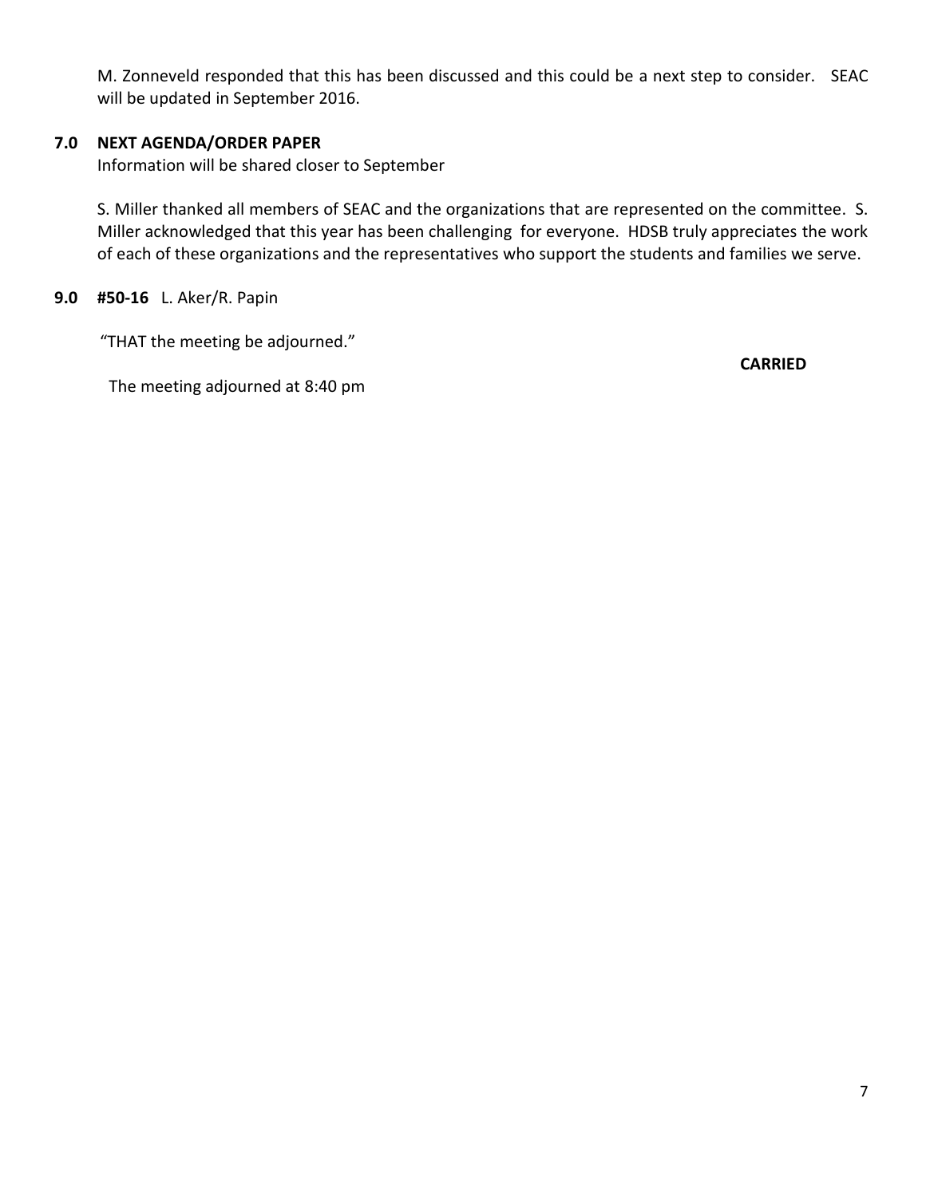M. Zonneveld responded that this has been discussed and this could be a next step to consider. SEAC will be updated in September 2016.

**7.0 NEXT AGENDA/ORDER PAPER**

Information will be shared closer to September

S. Miller thanked all members of SEAC and the organizations that are represented on the committee. S. Miller acknowledged that this year has been challenging for everyone. HDSB truly appreciates the work of each of these organizations and the representatives who support the students and families we serve.

**9.0 #50-16** L. Aker/R. Papin

"THAT the meeting be adjourned."

**CARRIED**

The meeting adjourned at 8:40 pm